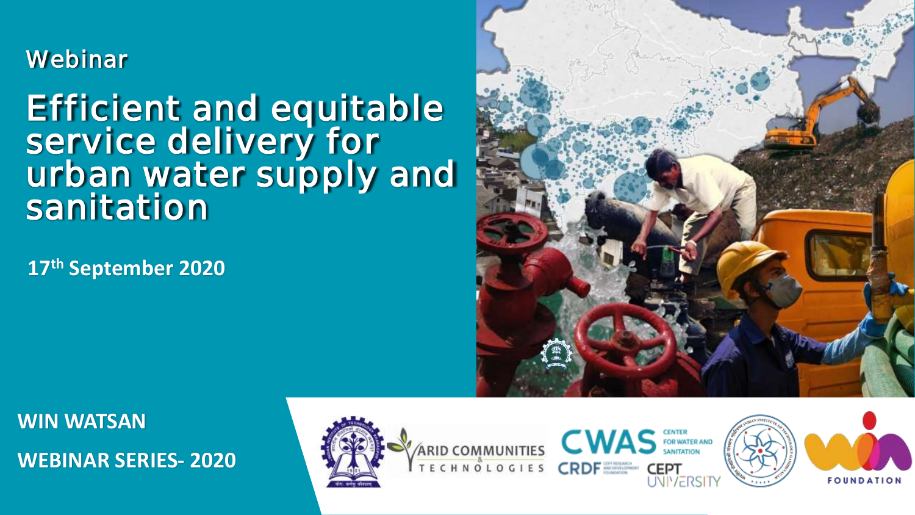Webinar

# Efficient and equitable service delivery for urban water supply and sanitation

**17th September 2020**

**WIN WATSAN**

**WEBINAR SERIES- 2020**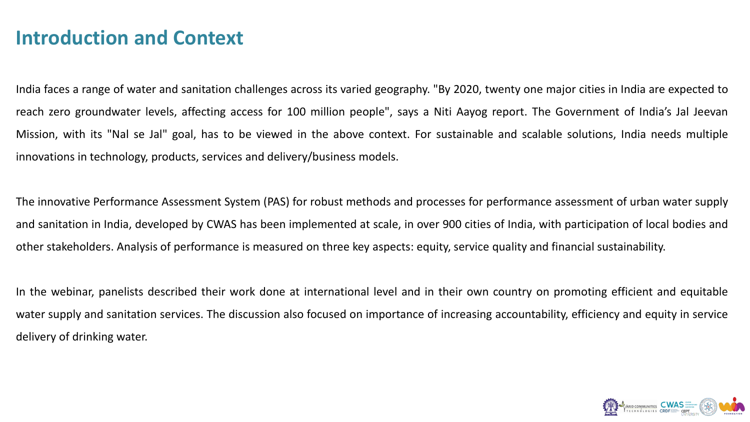# Introduction and Context

India faces a range of water and sanitation challenges across its varied geography. "By 2020, twenty one major cities in India are expected to reach zero groundwater levels, affecting access for 100 million people", says a Niti Aayog report. The Government of India's Jal Jeevan Mission, with its "Nal se Jal" goal, has to be viewed in the above context. For sustainable and scalable solutions, India needs multiple innovations in technology, products, services and delivery/business models.

The innovative Performance Assessment System (PAS) for robust methods and processes for performance assessment of urban water supply and sanitation in India, developed by CWAS has been implemented at scale, in over 900 cities of India, with participation of local bodies and other stakeholders. Analysis of performance is measured on three key aspects: equity, service quality and financial sustainability.

In the webinar, panelists described their work done at international level and in their own country on promoting efficient and equitable water supply and sanitation services. The discussion also focused on importance of increasing accountability, efficiency and equity in service delivery of drinking water.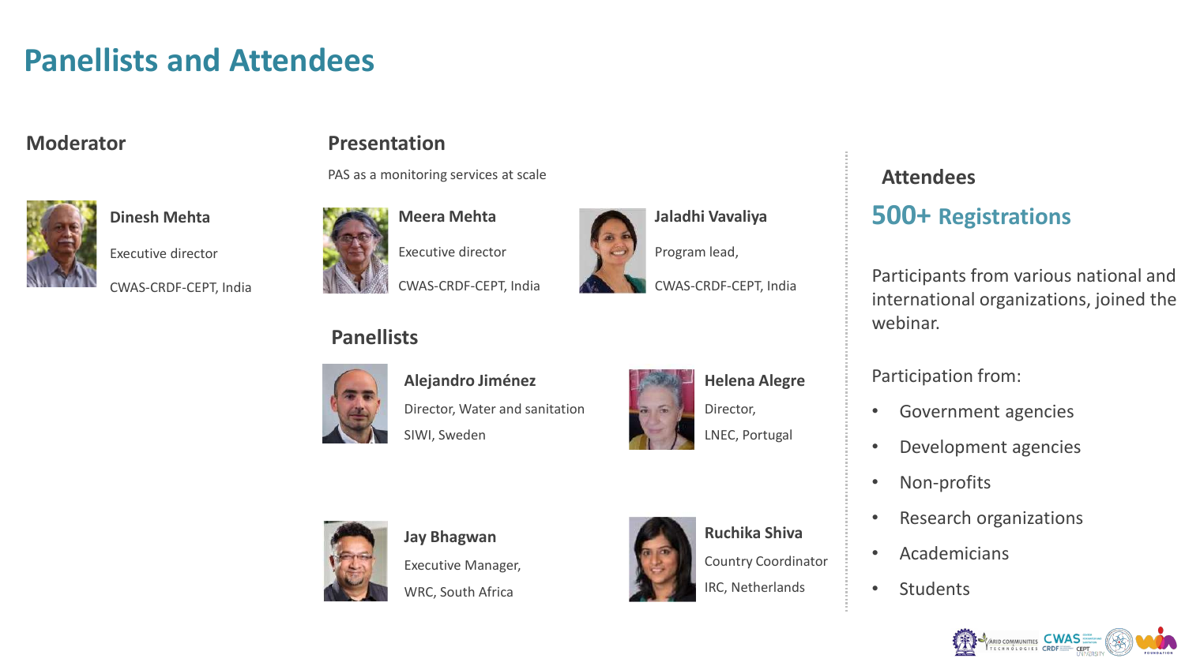# Panellists and Attendees

## Moderator

**Dinesh Mehta**

Executive director

CWAS-CRDF-CEPT, India

## Presentation

PAS as a monitoring services at scale

**Meera Mehta**

Executive director

CWAS-CRDF-CEPT, India

**Jaladhi Vavaliya**

Program lead,

CWAS-CRDF-CEPT, India

## Panellists

**Alejandro Jiménez**

Director, Water and sanitation

SIWI, Sweden

**Helena Alegre**

Director,

LNEC, Portugal

**Jay Bhagwan**

Executive Manager,

WRC, South Africa

**Ruchika Shiva**

Country Coordinator

IRC, Netherlands

## Attendees

**500+ Registrations**

Participants from various national and international organizations, joined the webinar.

Participation from:

- Government agencies
- Development agencies
- Non-profits
- Research organizations
- Academicians
- Students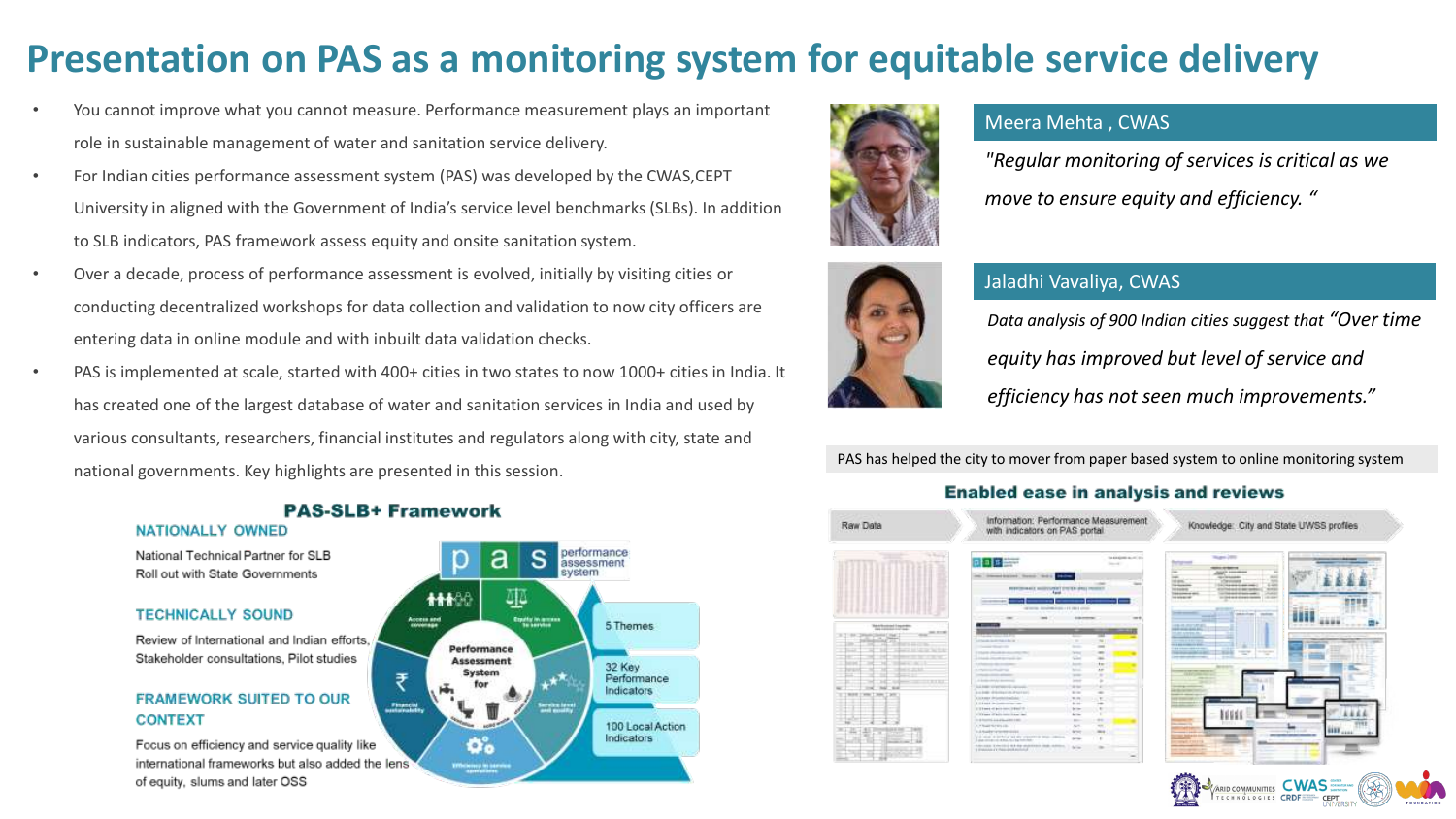# Presentation on PAS as a monitoring system for equitable service delivery

- You cannot improve what you cannot measure. Performance measurement plays an important role in sustainable management of water and sanitation service delivery.
- For Indian cities performance assessment system (PAS) was developed by the CWAS,CEPT University in aligned with the Government of India's service level benchmarks (SLBs). In addition to SLB indicators, PAS framework assess equity and onsite sanitation system.
- Over a decade, process of performance assessment is evolved, initially by visiting cities or conducting decentralized workshops for data collection and validation to now city officers are entering data in online module and with inbuilt data validation checks.
- PAS is implemented at scale, started with 400+ cities in two states to now 1000+ cities in India. It has created one of the largest database of water and sanitation services in India and used by various consultants, researchers, financial institutes and regulators along with city, state and national governments. Key highlights are presented in this session.

## PAS-SLB+ Framework

**NATIONALLY OWNED**

National Technical Partner for SLB
Roll out with State Governments

**TECHNICALLY SOUND**

Review of International and Indian efforts, Stakeholder consultations, Pilot studies

**FRAMEWORK SUITED TO OUR CONTEXT**

Focus on efficiency and service quality like international frameworks but also added the lens of equity, slums and later OSS

p a s — performance assessment system

Performance Assessment System for

- Access and coverage
- Equity in access to service
- Service level and quality
- Efficiency in service operations
- Financial sustainability

- 5 Themes
- 32 Key Performance Indicators
- 100 Local Action Indicators

**Meera Mehta , CWAS**

*"Regular monitoring of services is critical as we move to ensure equity and efficiency. "*

**Jaladhi Vavaliya, CWAS**

*Data analysis of 900 Indian cities suggest that "Over time equity has improved but level of service and efficiency has not seen much improvements."*

PAS has helped the city to mover from paper based system to online monitoring system

## Enabled ease in analysis and reviews

Raw Data → Information: Performance Measurement with indicators on PAS portal → Knowledge: City and State UWSS profiles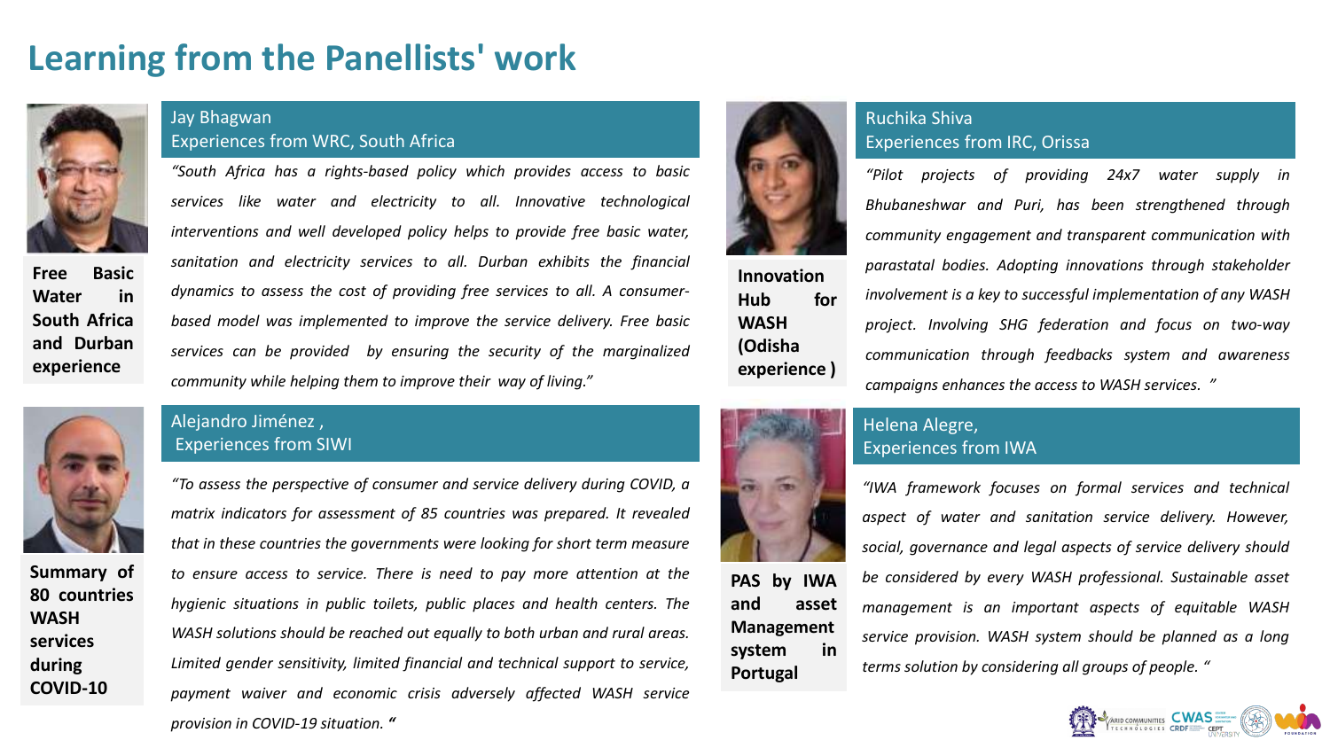# Learning from the Panellists' work

## Jay Bhagwan
### Experiences from WRC, South Africa

**Free Basic Water in South Africa and Durban experience**

*"South Africa has a rights-based policy which provides access to basic services like water and electricity to all. Innovative technological interventions and well developed policy helps to provide free basic water, sanitation and electricity services to all. Durban exhibits the financial dynamics to assess the cost of providing free services to all. A consumer-based model was implemented to improve the service delivery. Free basic services can be provided by ensuring the security of the marginalized community while helping them to improve their way of living."*

## Alejandro Jiménez ,
### Experiences from SIWI

**Summary of 80 countries WASH services during COVID-10**

*"To assess the perspective of consumer and service delivery during COVID, a matrix indicators for assessment of 85 countries was prepared. It revealed that in these countries the governments were looking for short term measure to ensure access to service. There is need to pay more attention at the hygienic situations in public toilets, public places and health centers. The WASH solutions should be reached out equally to both urban and rural areas. Limited gender sensitivity, limited financial and technical support to service, payment waiver and economic crisis adversely affected WASH service provision in COVID-19 situation. "*

## Ruchika Shiva
### Experiences from IRC, Orissa

**Innovation Hub for WASH (Odisha experience )**

*"Pilot projects of providing 24x7 water supply in Bhubaneshwar and Puri, has been strengthened through community engagement and transparent communication with parastatal bodies. Adopting innovations through stakeholder involvement is a key to successful implementation of any WASH project. Involving SHG federation and focus on two-way communication through feedbacks system and awareness campaigns enhances the access to WASH services. "*

## Helena Alegre,
### Experiences from IWA

**PAS by IWA and asset Management system in Portugal**

*"IWA framework focuses on formal services and technical aspect of water and sanitation service delivery. However, social, governance and legal aspects of service delivery should be considered by every WASH professional. Sustainable asset management is an important aspects of equitable WASH service provision. WASH system should be planned as a long terms solution by considering all groups of people. "*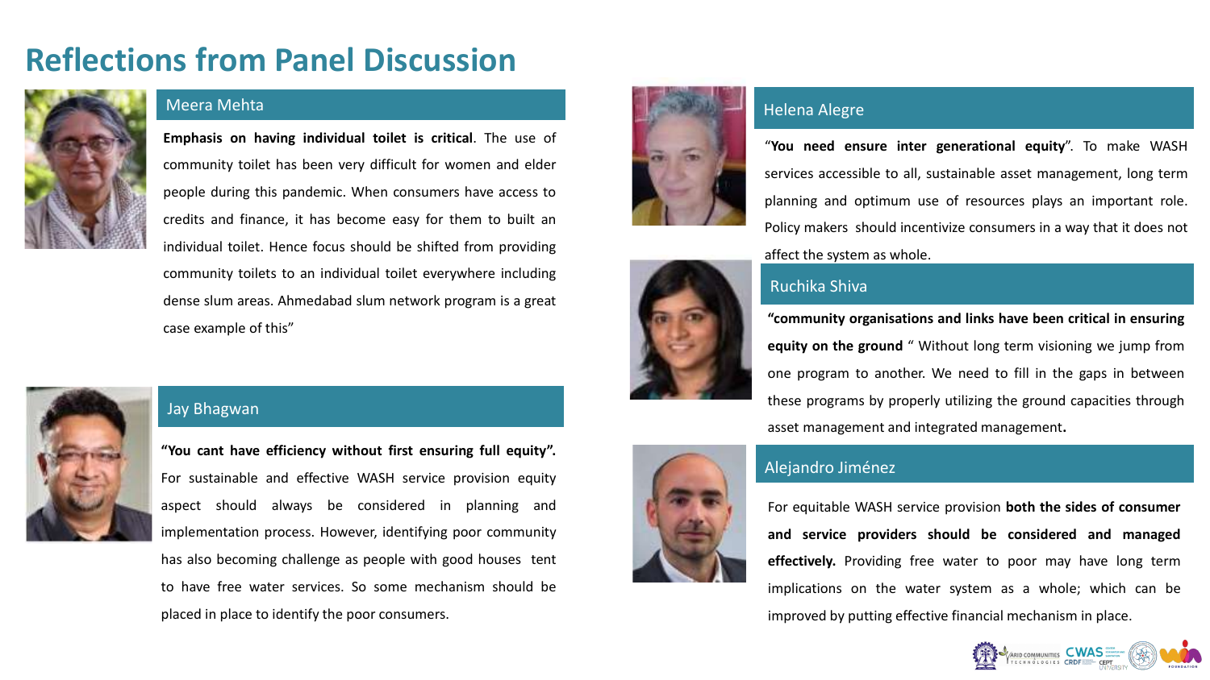# Reflections from Panel Discussion

## Meera Mehta

**Emphasis on having individual toilet is critical**. The use of community toilet has been very difficult for women and elder people during this pandemic. When consumers have access to credits and finance, it has become easy for them to built an individual toilet. Hence focus should be shifted from providing community toilets to an individual toilet everywhere including dense slum areas. Ahmedabad slum network program is a great case example of this"

## Jay Bhagwan

**"You cant have efficiency without first ensuring full equity".** For sustainable and effective WASH service provision equity aspect should always be considered in planning and implementation process. However, identifying poor community has also becoming challenge as people with good houses tent to have free water services. So some mechanism should be placed in place to identify the poor consumers.

## Helena Alegre

"**You need ensure inter generational equity**". To make WASH services accessible to all, sustainable asset management, long term planning and optimum use of resources plays an important role. Policy makers should incentivize consumers in a way that it does not affect the system as whole.

## Ruchika Shiva

**"community organisations and links have been critical in ensuring equity on the ground** " Without long term visioning we jump from one program to another. We need to fill in the gaps in between these programs by properly utilizing the ground capacities through asset management and integrated management**.**

## Alejandro Jiménez

For equitable WASH service provision **both the sides of consumer and service providers should be considered and managed effectively.** Providing free water to poor may have long term implications on the water system as a whole; which can be improved by putting effective financial mechanism in place.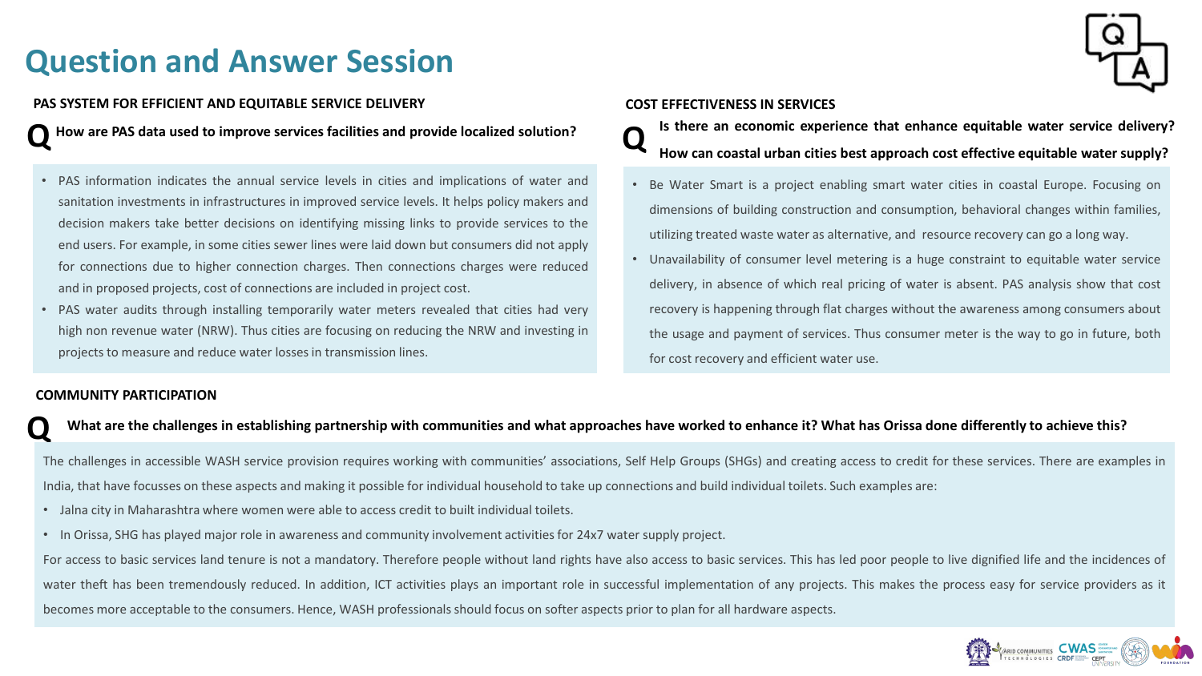# Question and Answer Session

## PAS SYSTEM FOR EFFICIENT AND EQUITABLE SERVICE DELIVERY

**Q How are PAS data used to improve services facilities and provide localized solution?**

- PAS information indicates the annual service levels in cities and implications of water and sanitation investments in infrastructures in improved service levels. It helps policy makers and decision makers take better decisions on identifying missing links to provide services to the end users. For example, in some cities sewer lines were laid down but consumers did not apply for connections due to higher connection charges. Then connections charges were reduced and in proposed projects, cost of connections are included in project cost.
- PAS water audits through installing temporarily water meters revealed that cities had very high non revenue water (NRW). Thus cities are focusing on reducing the NRW and investing in projects to measure and reduce water losses in transmission lines.

## COST EFFECTIVENESS IN SERVICES

**Q Is there an economic experience that enhance equitable water service delivery? How can coastal urban cities best approach cost effective equitable water supply?**

- Be Water Smart is a project enabling smart water cities in coastal Europe. Focusing on dimensions of building construction and consumption, behavioral changes within families, utilizing treated waste water as alternative, and resource recovery can go a long way.
- Unavailability of consumer level metering is a huge constraint to equitable water service delivery, in absence of which real pricing of water is absent. PAS analysis show that cost recovery is happening through flat charges without the awareness among consumers about the usage and payment of services. Thus consumer meter is the way to go in future, both for cost recovery and efficient water use.

## COMMUNITY PARTICIPATION

**Q What are the challenges in establishing partnership with communities and what approaches have worked to enhance it? What has Orissa done differently to achieve this?**

The challenges in accessible WASH service provision requires working with communities' associations, Self Help Groups (SHGs) and creating access to credit for these services. There are examples in India, that have focusses on these aspects and making it possible for individual household to take up connections and build individual toilets. Such examples are:

- Jalna city in Maharashtra where women were able to access credit to built individual toilets.
- In Orissa, SHG has played major role in awareness and community involvement activities for 24x7 water supply project.

For access to basic services land tenure is not a mandatory. Therefore people without land rights have also access to basic services. This has led poor people to live dignified life and the incidences of water theft has been tremendously reduced. In addition, ICT activities plays an important role in successful implementation of any projects. This makes the process easy for service providers as it becomes more acceptable to the consumers. Hence, WASH professionals should focus on softer aspects prior to plan for all hardware aspects.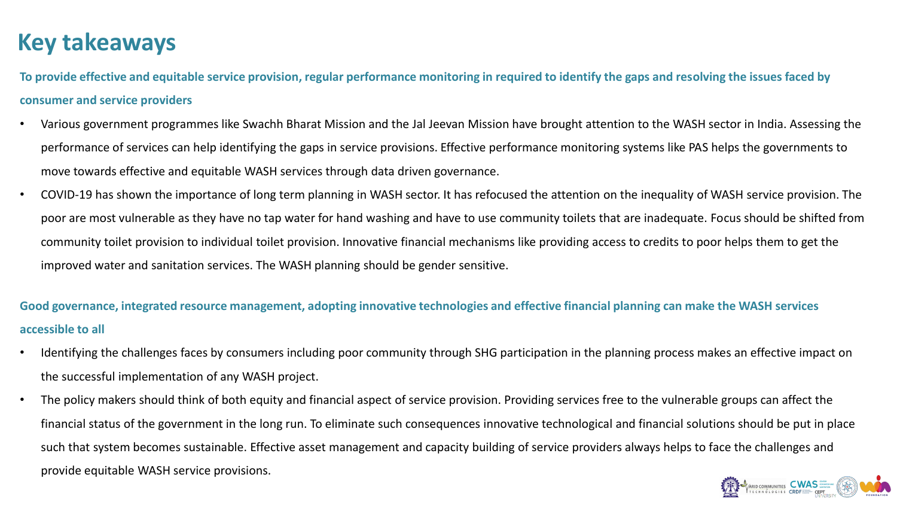# Key takeaways

**To provide effective and equitable service provision, regular performance monitoring in required to identify the gaps and resolving the issues faced by consumer and service providers**

- Various government programmes like Swachh Bharat Mission and the Jal Jeevan Mission have brought attention to the WASH sector in India. Assessing the performance of services can help identifying the gaps in service provisions. Effective performance monitoring systems like PAS helps the governments to move towards effective and equitable WASH services through data driven governance.
- COVID-19 has shown the importance of long term planning in WASH sector. It has refocused the attention on the inequality of WASH service provision. The poor are most vulnerable as they have no tap water for hand washing and have to use community toilets that are inadequate. Focus should be shifted from community toilet provision to individual toilet provision. Innovative financial mechanisms like providing access to credits to poor helps them to get the improved water and sanitation services. The WASH planning should be gender sensitive.

**Good governance, integrated resource management, adopting innovative technologies and effective financial planning can make the WASH services accessible to all**

- Identifying the challenges faces by consumers including poor community through SHG participation in the planning process makes an effective impact on the successful implementation of any WASH project.
- The policy makers should think of both equity and financial aspect of service provision. Providing services free to the vulnerable groups can affect the financial status of the government in the long run. To eliminate such consequences innovative technological and financial solutions should be put in place such that system becomes sustainable. Effective asset management and capacity building of service providers always helps to face the challenges and provide equitable WASH service provisions.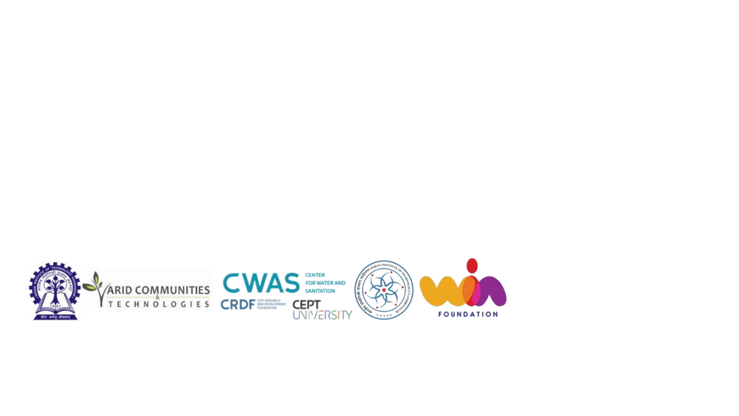ARID COMMUNITIES & TECHNOLOGIES

CWAS CENTER FOR WATER AND SANITATION

CRDF CEPT RESEARCH AND DEVELOPMENT FOUNDATION

CEPT UNIVERSITY

FOUNDATION